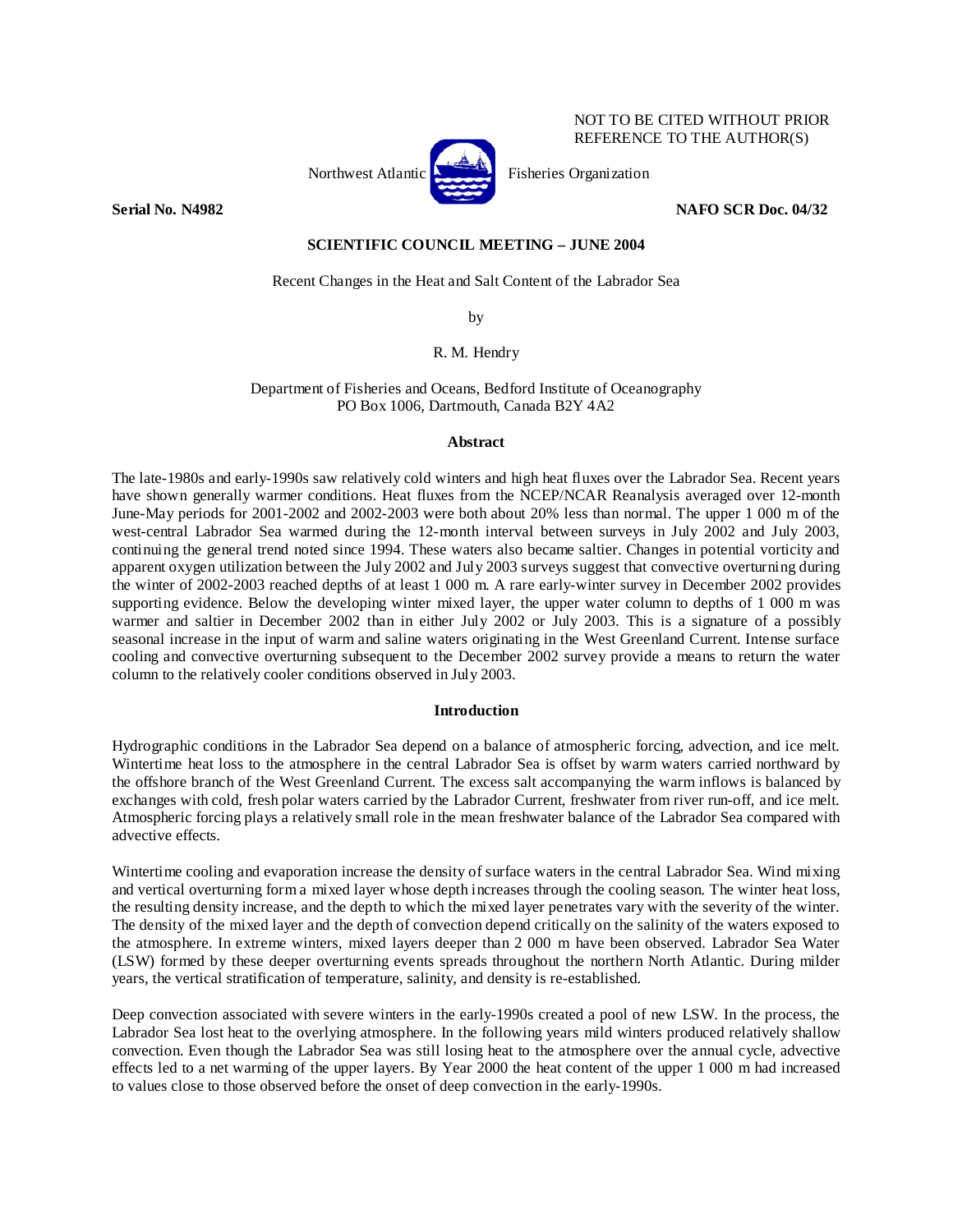NOT TO BE CITED WITHOUT PRIOR REFERENCE TO THE AUTHOR(S)

Northwest Atlantic Fisheries Organization

**Serial No. N4982** **NAFO SCR Doc. 04/32**

**SCIENTIFIC COUNCIL MEETING – JUNE 2004**

# Recent Changes in the Heat and Salt Content of the Labrador Sea

by

R. M. Hendry

Department of Fisheries and Oceans, Bedford Institute of Oceanography
PO Box 1006, Dartmouth, Canada B2Y 4A2

## Abstract

The late-1980s and early-1990s saw relatively cold winters and high heat fluxes over the Labrador Sea. Recent years have shown generally warmer conditions. Heat fluxes from the NCEP/NCAR Reanalysis averaged over 12-month June-May periods for 2001-2002 and 2002-2003 were both about 20% less than normal. The upper 1 000 m of the west-central Labrador Sea warmed during the 12-month interval between surveys in July 2002 and July 2003, continuing the general trend noted since 1994. These waters also became saltier. Changes in potential vorticity and apparent oxygen utilization between the July 2002 and July 2003 surveys suggest that convective overturning during the winter of 2002-2003 reached depths of at least 1 000 m. A rare early-winter survey in December 2002 provides supporting evidence. Below the developing winter mixed layer, the upper water column to depths of 1 000 m was warmer and saltier in December 2002 than in either July 2002 or July 2003. This is a signature of a possibly seasonal increase in the input of warm and saline waters originating in the West Greenland Current. Intense surface cooling and convective overturning subsequent to the December 2002 survey provide a means to return the water column to the relatively cooler conditions observed in July 2003.

## Introduction

Hydrographic conditions in the Labrador Sea depend on a balance of atmospheric forcing, advection, and ice melt. Wintertime heat loss to the atmosphere in the central Labrador Sea is offset by warm waters carried northward by the offshore branch of the West Greenland Current. The excess salt accompanying the warm inflows is balanced by exchanges with cold, fresh polar waters carried by the Labrador Current, freshwater from river run-off, and ice melt. Atmospheric forcing plays a relatively small role in the mean freshwater balance of the Labrador Sea compared with advective effects.

Wintertime cooling and evaporation increase the density of surface waters in the central Labrador Sea. Wind mixing and vertical overturning form a mixed layer whose depth increases through the cooling season. The winter heat loss, the resulting density increase, and the depth to which the mixed layer penetrates vary with the severity of the winter. The density of the mixed layer and the depth of convection depend critically on the salinity of the waters exposed to the atmosphere. In extreme winters, mixed layers deeper than 2 000 m have been observed. Labrador Sea Water (LSW) formed by these deeper overturning events spreads throughout the northern North Atlantic. During milder years, the vertical stratification of temperature, salinity, and density is re-established.

Deep convection associated with severe winters in the early-1990s created a pool of new LSW. In the process, the Labrador Sea lost heat to the overlying atmosphere. In the following years mild winters produced relatively shallow convection. Even though the Labrador Sea was still losing heat to the atmosphere over the annual cycle, advective effects led to a net warming of the upper layers. By Year 2000 the heat content of the upper 1 000 m had increased to values close to those observed before the onset of deep convection in the early-1990s.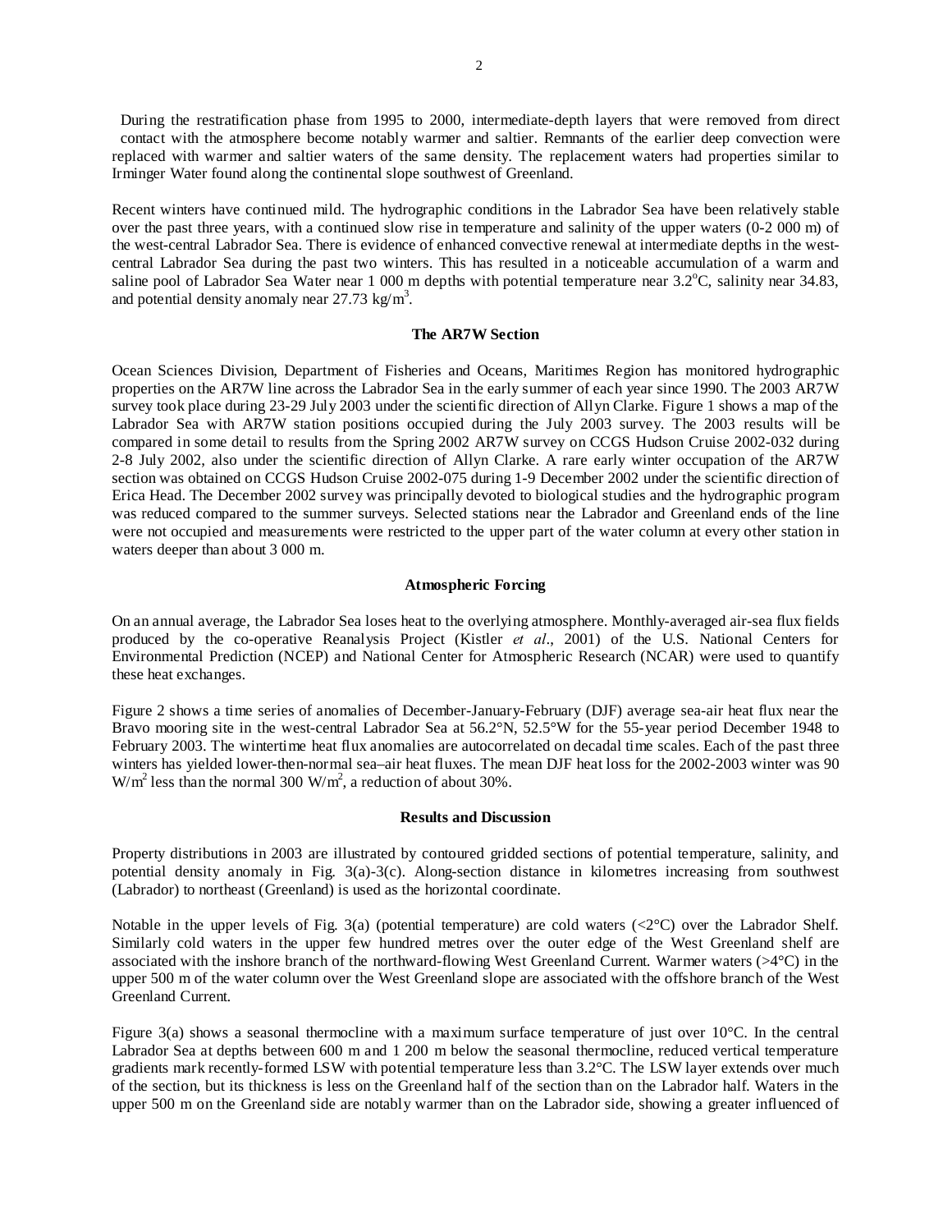During the restratification phase from 1995 to 2000, intermediate-depth layers that were removed from direct contact with the atmosphere become notably warmer and saltier. Remnants of the earlier deep convection were replaced with warmer and saltier waters of the same density. The replacement waters had properties similar to Irminger Water found along the continental slope southwest of Greenland.

Recent winters have continued mild. The hydrographic conditions in the Labrador Sea have been relatively stable over the past three years, with a continued slow rise in temperature and salinity of the upper waters (0-2 000 m) of the west-central Labrador Sea. There is evidence of enhanced convective renewal at intermediate depths in the west-central Labrador Sea during the past two winters. This has resulted in a noticeable accumulation of a warm and saline pool of Labrador Sea Water near 1 000 m depths with potential temperature near 3.2°C, salinity near 34.83, and potential density anomaly near 27.73 kg/m$^3$.

### The AR7W Section

Ocean Sciences Division, Department of Fisheries and Oceans, Maritimes Region has monitored hydrographic properties on the AR7W line across the Labrador Sea in the early summer of each year since 1990. The 2003 AR7W survey took place during 23-29 July 2003 under the scientific direction of Allyn Clarke. Figure 1 shows a map of the Labrador Sea with AR7W station positions occupied during the July 2003 survey. The 2003 results will be compared in some detail to results from the Spring 2002 AR7W survey on CCGS Hudson Cruise 2002-032 during 2-8 July 2002, also under the scientific direction of Allyn Clarke. A rare early winter occupation of the AR7W section was obtained on CCGS Hudson Cruise 2002-075 during 1-9 December 2002 under the scientific direction of Erica Head. The December 2002 survey was principally devoted to biological studies and the hydrographic program was reduced compared to the summer surveys. Selected stations near the Labrador and Greenland ends of the line were not occupied and measurements were restricted to the upper part of the water column at every other station in waters deeper than about 3 000 m.

### Atmospheric Forcing

On an annual average, the Labrador Sea loses heat to the overlying atmosphere. Monthly-averaged air-sea flux fields produced by the co-operative Reanalysis Project (Kistler *et al*., 2001) of the U.S. National Centers for Environmental Prediction (NCEP) and National Center for Atmospheric Research (NCAR) were used to quantify these heat exchanges.

Figure 2 shows a time series of anomalies of December-January-February (DJF) average sea-air heat flux near the Bravo mooring site in the west-central Labrador Sea at 56.2°N, 52.5°W for the 55-year period December 1948 to February 2003. The wintertime heat flux anomalies are autocorrelated on decadal time scales. Each of the past three winters has yielded lower-then-normal sea–air heat fluxes. The mean DJF heat loss for the 2002-2003 winter was 90 W/m$^2$ less than the normal 300 W/m$^2$, a reduction of about 30%.

### Results and Discussion

Property distributions in 2003 are illustrated by contoured gridded sections of potential temperature, salinity, and potential density anomaly in Fig. 3(a)-3(c). Along-section distance in kilometres increasing from southwest (Labrador) to northeast (Greenland) is used as the horizontal coordinate.

Notable in the upper levels of Fig. 3(a) (potential temperature) are cold waters (<2°C) over the Labrador Shelf. Similarly cold waters in the upper few hundred metres over the outer edge of the West Greenland shelf are associated with the inshore branch of the northward-flowing West Greenland Current. Warmer waters (>4°C) in the upper 500 m of the water column over the West Greenland slope are associated with the offshore branch of the West Greenland Current.

Figure 3(a) shows a seasonal thermocline with a maximum surface temperature of just over 10°C. In the central Labrador Sea at depths between 600 m and 1 200 m below the seasonal thermocline, reduced vertical temperature gradients mark recently-formed LSW with potential temperature less than 3.2°C. The LSW layer extends over much of the section, but its thickness is less on the Greenland half of the section than on the Labrador half. Waters in the upper 500 m on the Greenland side are notably warmer than on the Labrador side, showing a greater influenced of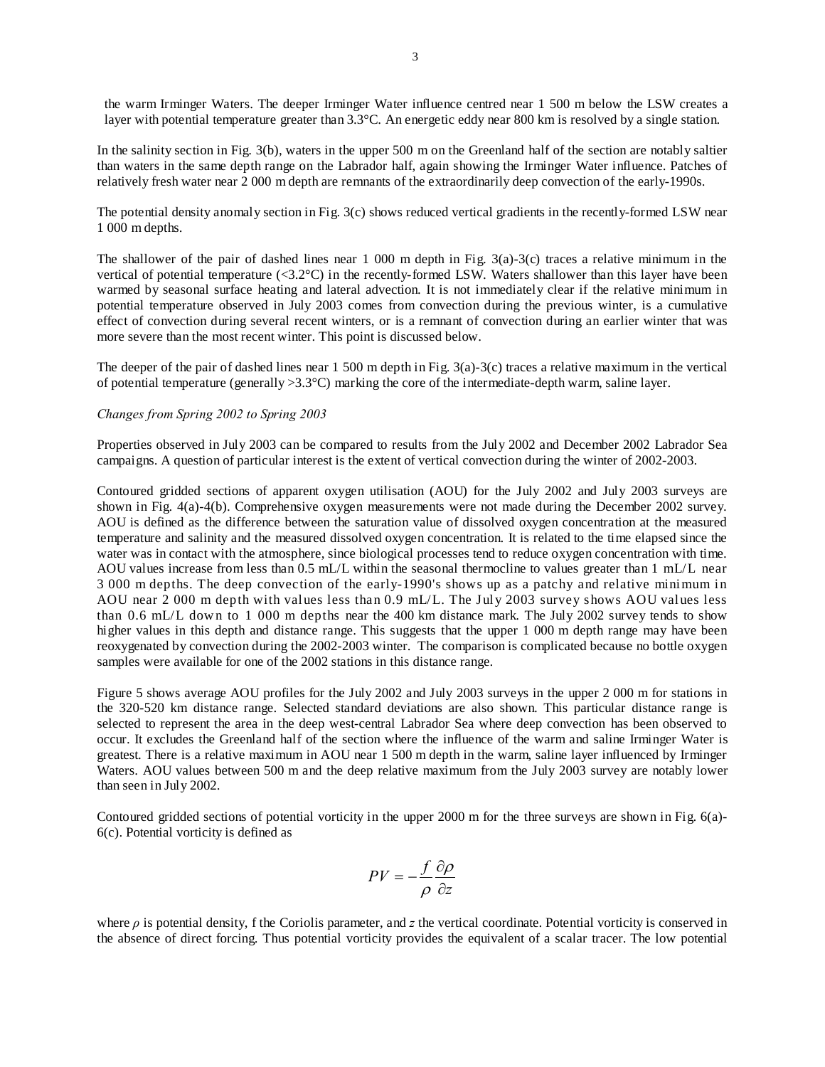the warm Irminger Waters. The deeper Irminger Water influence centred near 1 500 m below the LSW creates a layer with potential temperature greater than 3.3°C. An energetic eddy near 800 km is resolved by a single station.

In the salinity section in Fig. 3(b), waters in the upper 500 m on the Greenland half of the section are notably saltier than waters in the same depth range on the Labrador half, again showing the Irminger Water influence. Patches of relatively fresh water near 2 000 m depth are remnants of the extraordinarily deep convection of the early-1990s.

The potential density anomaly section in Fig. 3(c) shows reduced vertical gradients in the recently-formed LSW near 1 000 m depths.

The shallower of the pair of dashed lines near 1 000 m depth in Fig. 3(a)-3(c) traces a relative minimum in the vertical of potential temperature (<3.2°C) in the recently-formed LSW. Waters shallower than this layer have been warmed by seasonal surface heating and lateral advection. It is not immediately clear if the relative minimum in potential temperature observed in July 2003 comes from convection during the previous winter, is a cumulative effect of convection during several recent winters, or is a remnant of convection during an earlier winter that was more severe than the most recent winter. This point is discussed below.

The deeper of the pair of dashed lines near 1 500 m depth in Fig. 3(a)-3(c) traces a relative maximum in the vertical of potential temperature (generally >3.3°C) marking the core of the intermediate-depth warm, saline layer.

*Changes from Spring 2002 to Spring 2003*

Properties observed in July 2003 can be compared to results from the July 2002 and December 2002 Labrador Sea campaigns. A question of particular interest is the extent of vertical convection during the winter of 2002-2003.

Contoured gridded sections of apparent oxygen utilisation (AOU) for the July 2002 and July 2003 surveys are shown in Fig. 4(a)-4(b). Comprehensive oxygen measurements were not made during the December 2002 survey. AOU is defined as the difference between the saturation value of dissolved oxygen concentration at the measured temperature and salinity and the measured dissolved oxygen concentration. It is related to the time elapsed since the water was in contact with the atmosphere, since biological processes tend to reduce oxygen concentration with time. AOU values increase from less than 0.5 mL/L within the seasonal thermocline to values greater than 1 mL/L near 3 000 m depths. The deep convection of the early-1990's shows up as a patchy and relative minimum in AOU near 2 000 m depth with values less than 0.9 mL/L. The July 2003 survey shows AOU values less than 0.6 mL/L down to 1 000 m depths near the 400 km distance mark. The July 2002 survey tends to show higher values in this depth and distance range. This suggests that the upper 1 000 m depth range may have been reoxygenated by convection during the 2002-2003 winter. The comparison is complicated because no bottle oxygen samples were available for one of the 2002 stations in this distance range.

Figure 5 shows average AOU profiles for the July 2002 and July 2003 surveys in the upper 2 000 m for stations in the 320-520 km distance range. Selected standard deviations are also shown. This particular distance range is selected to represent the area in the deep west-central Labrador Sea where deep convection has been observed to occur. It excludes the Greenland half of the section where the influence of the warm and saline Irminger Water is greatest. There is a relative maximum in AOU near 1 500 m depth in the warm, saline layer influenced by Irminger Waters. AOU values between 500 m and the deep relative maximum from the July 2003 survey are notably lower than seen in July 2002.

Contoured gridded sections of potential vorticity in the upper 2000 m for the three surveys are shown in Fig. 6(a)-6(c). Potential vorticity is defined as

$$PV = -\frac{f}{\rho}\frac{\partial \rho}{\partial z}$$

where $\rho$ is potential density, f the Coriolis parameter, and $z$ the vertical coordinate. Potential vorticity is conserved in the absence of direct forcing. Thus potential vorticity provides the equivalent of a scalar tracer. The low potential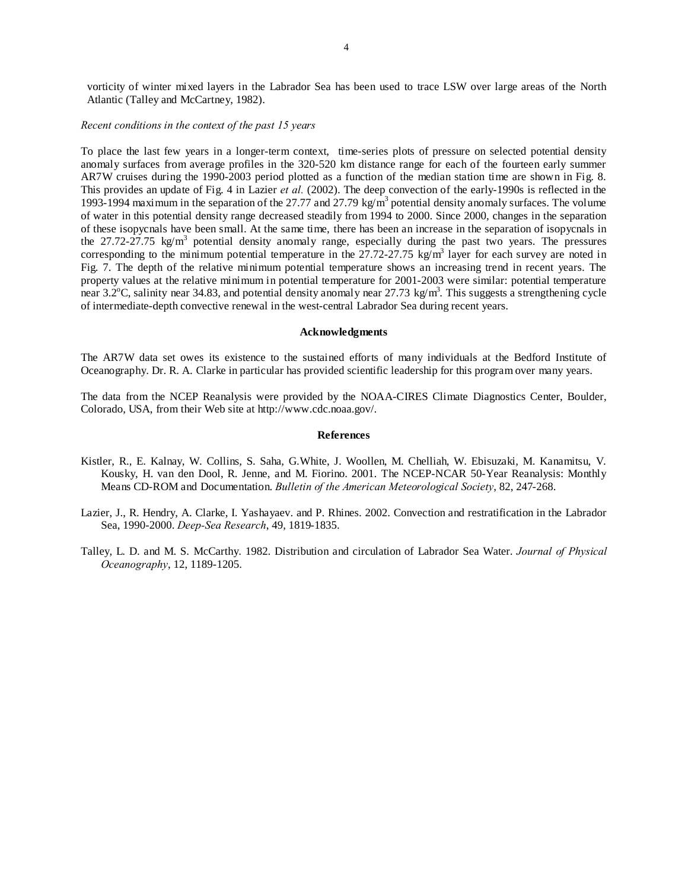vorticity of winter mixed layers in the Labrador Sea has been used to trace LSW over large areas of the North Atlantic (Talley and McCartney, 1982).

*Recent conditions in the context of the past 15 years*

To place the last few years in a longer-term context, time-series plots of pressure on selected potential density anomaly surfaces from average profiles in the 320-520 km distance range for each of the fourteen early summer AR7W cruises during the 1990-2003 period plotted as a function of the median station time are shown in Fig. 8. This provides an update of Fig. 4 in Lazier *et al.* (2002). The deep convection of the early-1990s is reflected in the 1993-1994 maximum in the separation of the 27.77 and 27.79 kg/m$^3$ potential density anomaly surfaces. The volume of water in this potential density range decreased steadily from 1994 to 2000. Since 2000, changes in the separation of these isopycnals have been small. At the same time, there has been an increase in the separation of isopycnals in the 27.72-27.75 kg/m$^3$ potential density anomaly range, especially during the past two years. The pressures corresponding to the minimum potential temperature in the 27.72-27.75 kg/m$^3$ layer for each survey are noted in Fig. 7. The depth of the relative minimum potential temperature shows an increasing trend in recent years. The property values at the relative minimum in potential temperature for 2001-2003 were similar: potential temperature near 3.2$^o$C, salinity near 34.83, and potential density anomaly near 27.73 kg/m$^3$. This suggests a strengthening cycle of intermediate-depth convective renewal in the west-central Labrador Sea during recent years.

## Acknowledgments

The AR7W data set owes its existence to the sustained efforts of many individuals at the Bedford Institute of Oceanography. Dr. R. A. Clarke in particular has provided scientific leadership for this program over many years.

The data from the NCEP Reanalysis were provided by the NOAA-CIRES Climate Diagnostics Center, Boulder, Colorado, USA, from their Web site at http://www.cdc.noaa.gov/.

## References

Kistler, R., E. Kalnay, W. Collins, S. Saha, G.White, J. Woollen, M. Chelliah, W. Ebisuzaki, M. Kanamitsu, V. Kousky, H. van den Dool, R. Jenne, and M. Fiorino. 2001. The NCEP-NCAR 50-Year Reanalysis: Monthly Means CD-ROM and Documentation. *Bulletin of the American Meteorological Society*, 82, 247-268.

Lazier, J., R. Hendry, A. Clarke, I. Yashayaev. and P. Rhines. 2002. Convection and restratification in the Labrador Sea, 1990-2000. *Deep-Sea Research*, 49, 1819-1835.

Talley, L. D. and M. S. McCarthy. 1982. Distribution and circulation of Labrador Sea Water. *Journal of Physical Oceanography*, 12, 1189-1205.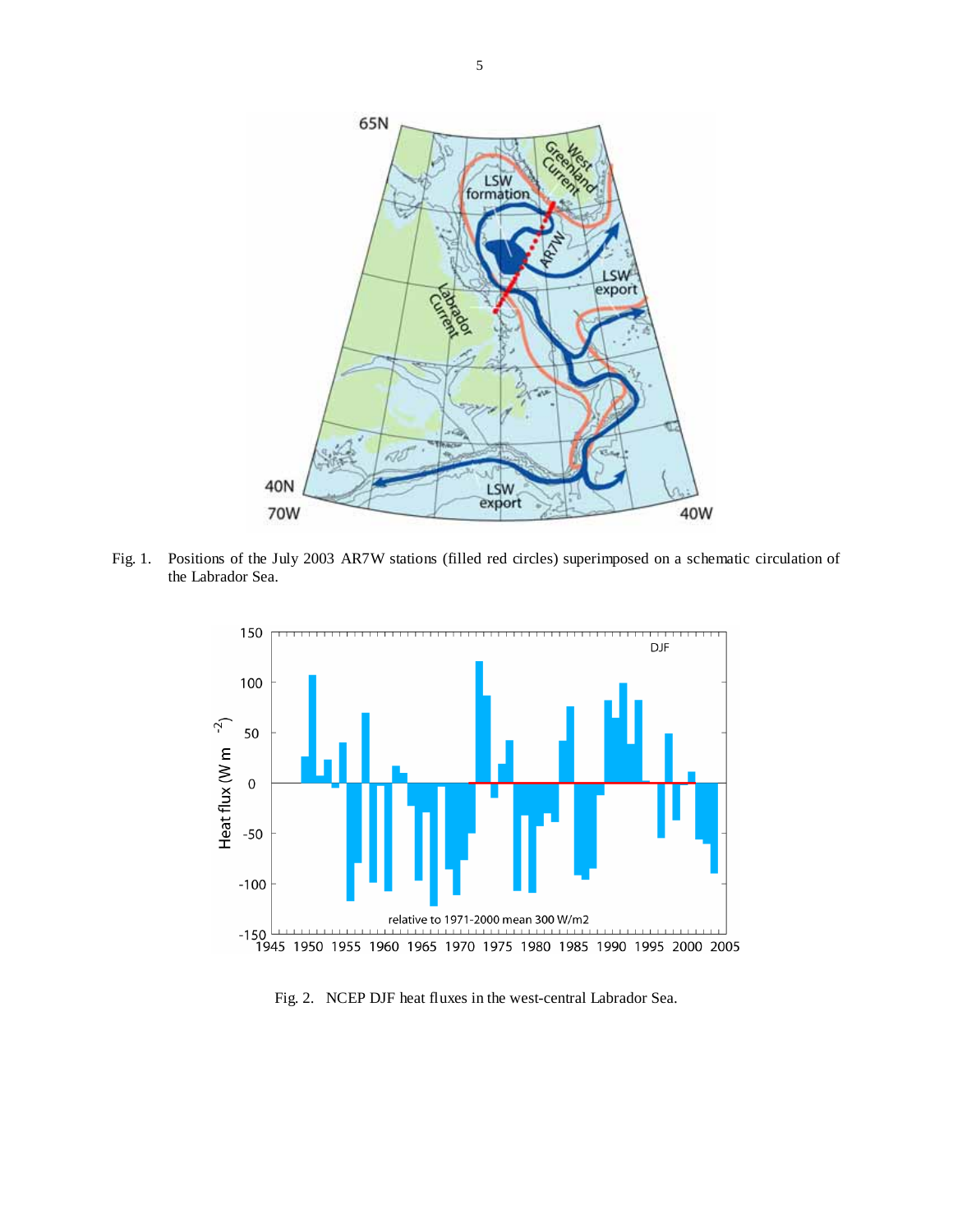Fig. 1. Positions of the July 2003 AR7W stations (filled red circles) superimposed on a schematic circulation of the Labrador Sea.

Fig. 2. NCEP DJF heat fluxes in the west-central Labrador Sea.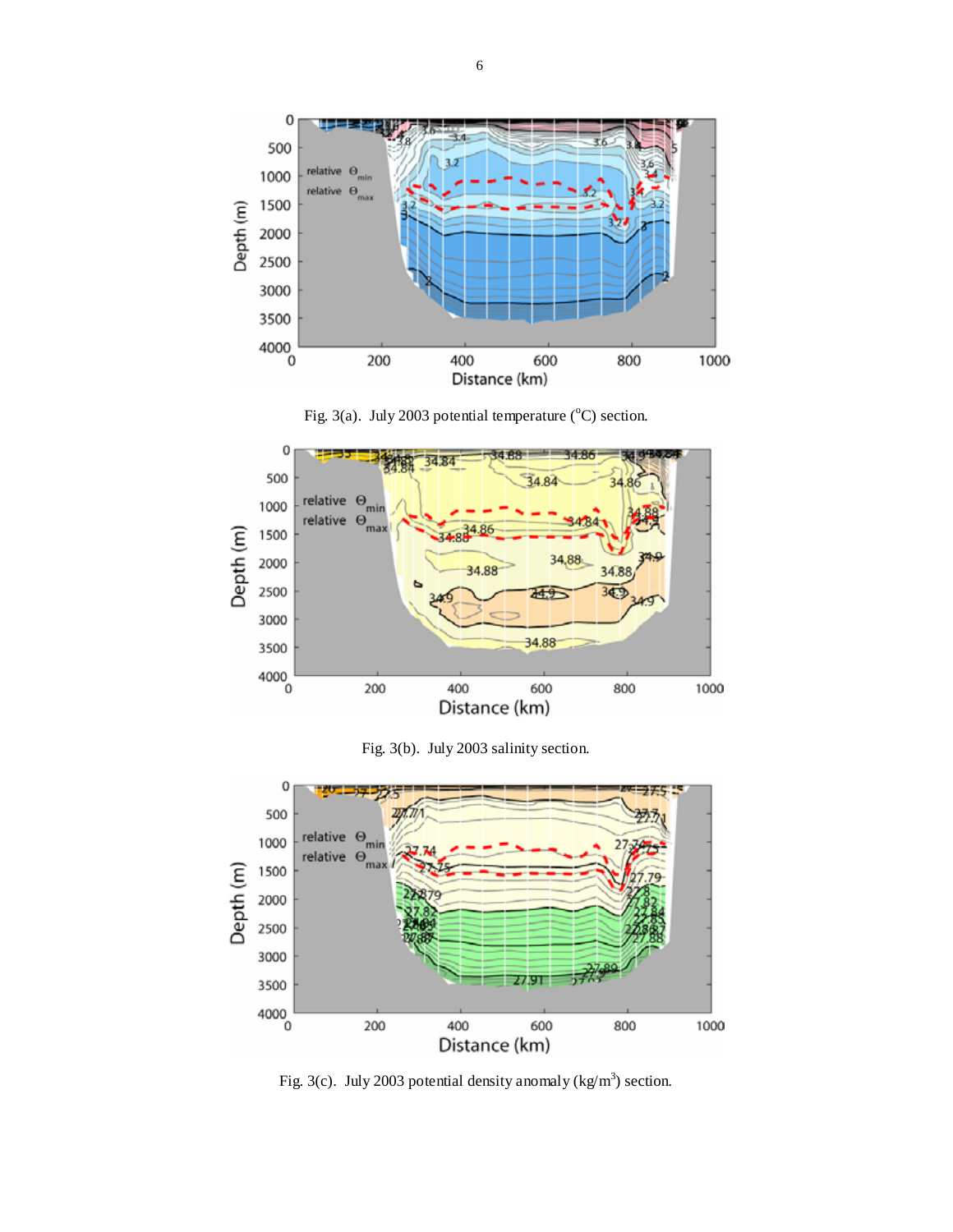Fig. 3(a). July 2003 potential temperature (°C) section.

Fig. 3(b). July 2003 salinity section.

Fig. 3(c). July 2003 potential density anomaly (kg/m$^3$) section.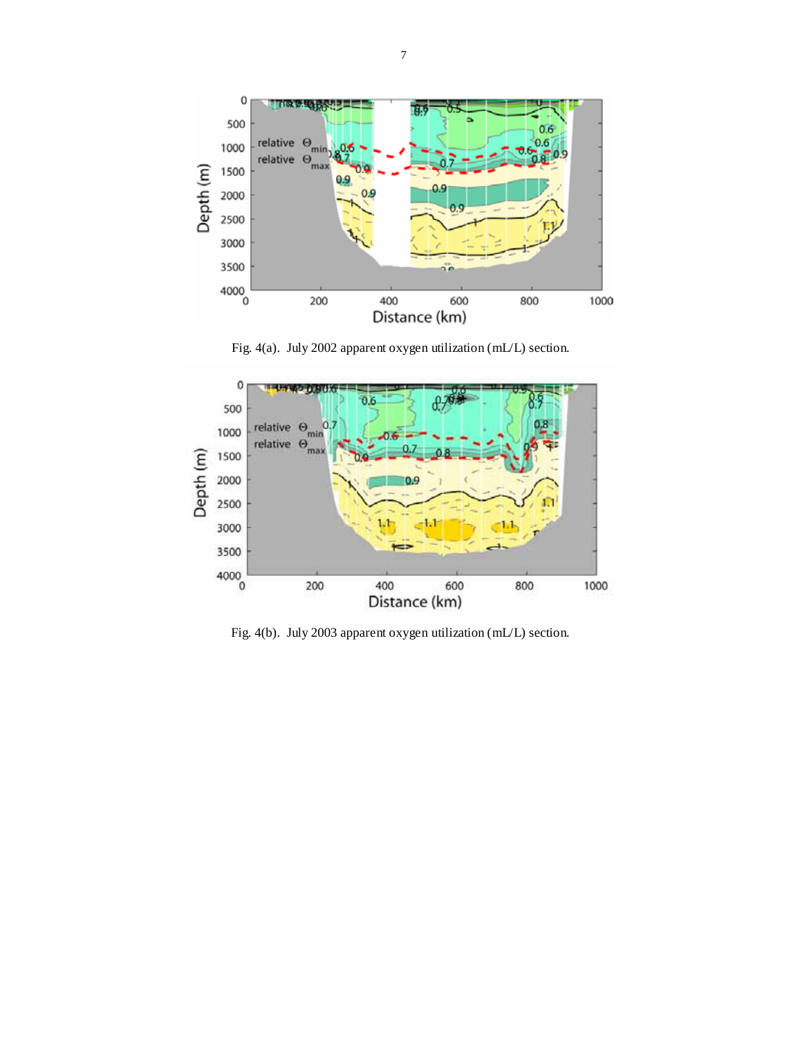Fig. 4(a). July 2002 apparent oxygen utilization (mL/L) section.

Fig. 4(b). July 2003 apparent oxygen utilization (mL/L) section.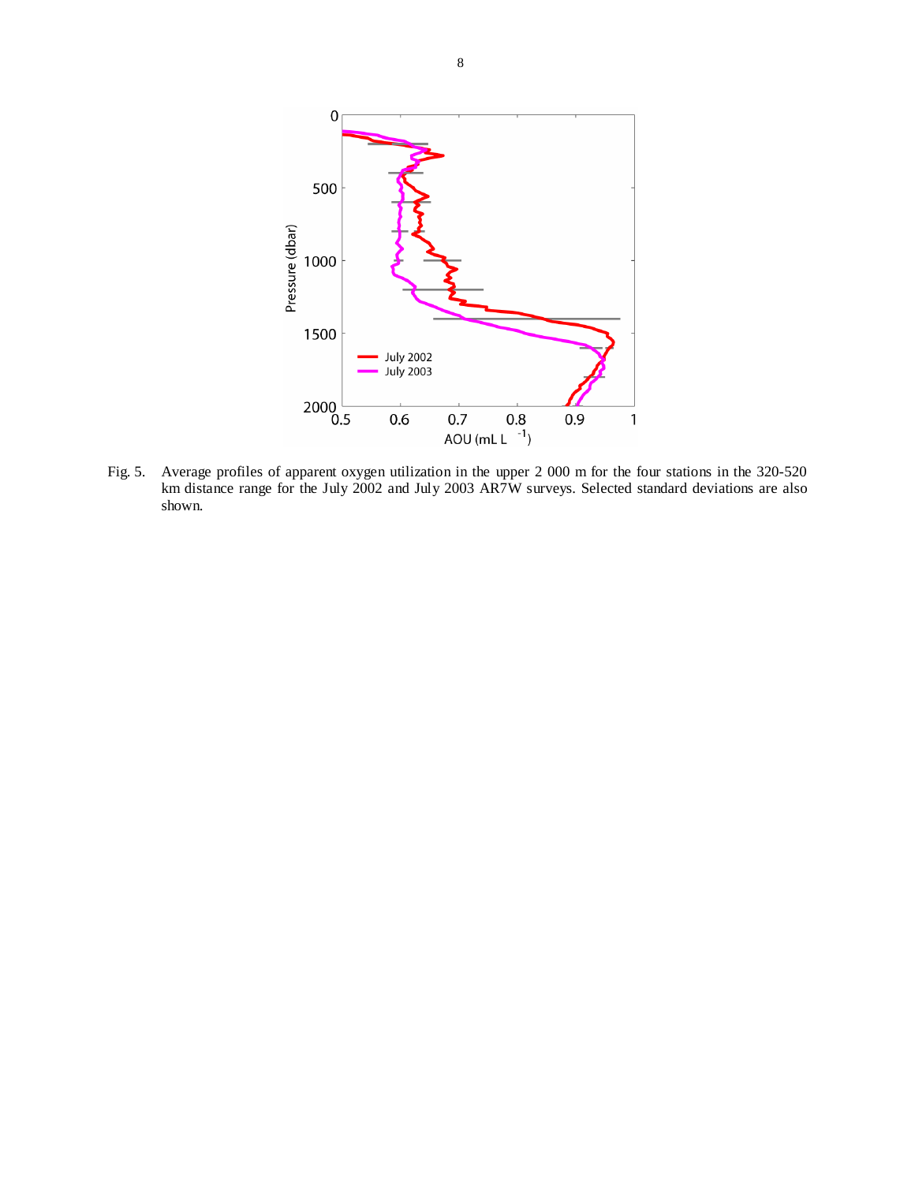Fig. 5. Average profiles of apparent oxygen utilization in the upper 2 000 m for the four stations in the 320-520 km distance range for the July 2002 and July 2003 AR7W surveys. Selected standard deviations are also shown.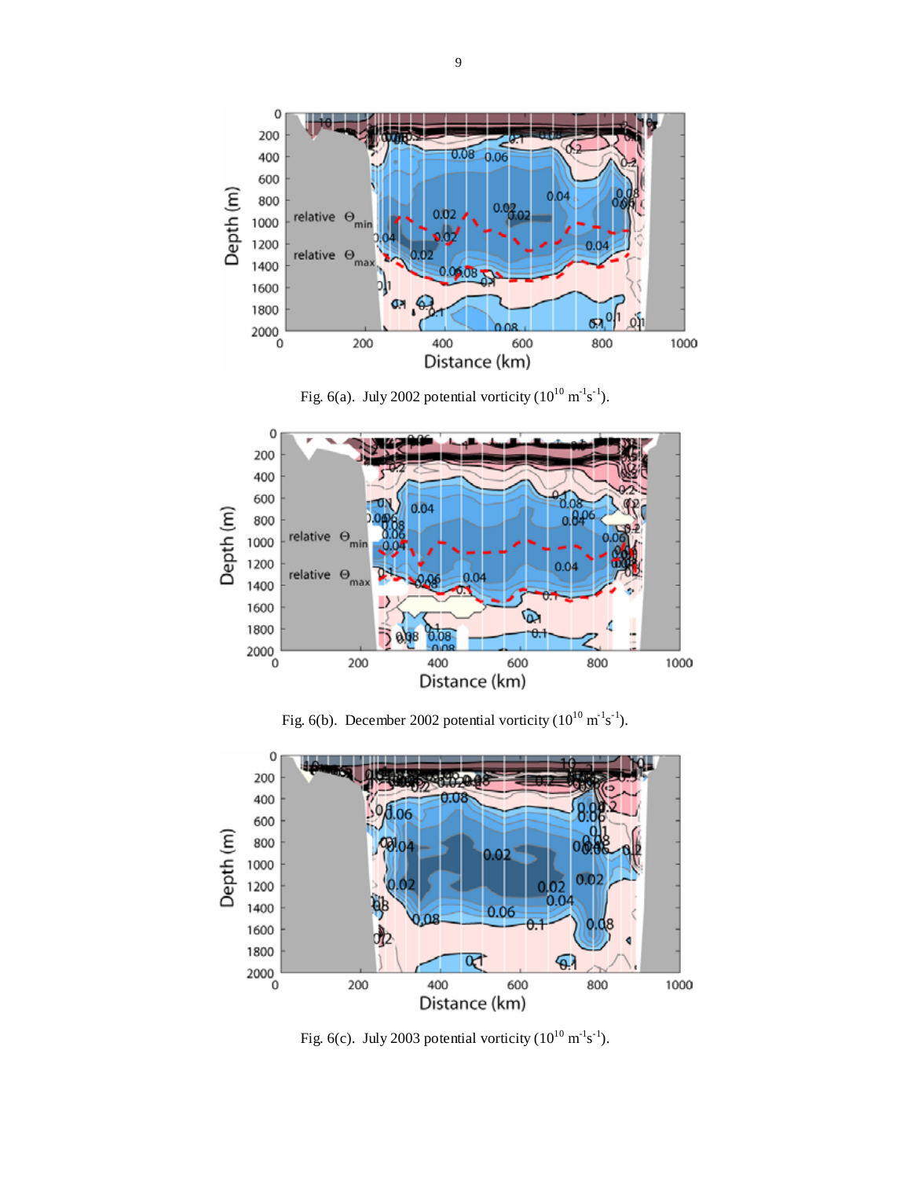Fig. 6(a). July 2002 potential vorticity ($10^{10}$ $m^{-1}s^{-1}$).

Fig. 6(b). December 2002 potential vorticity ($10^{10}$ $m^{-1}s^{-1}$).

Fig. 6(c). July 2003 potential vorticity ($10^{10}$ $m^{-1}s^{-1}$).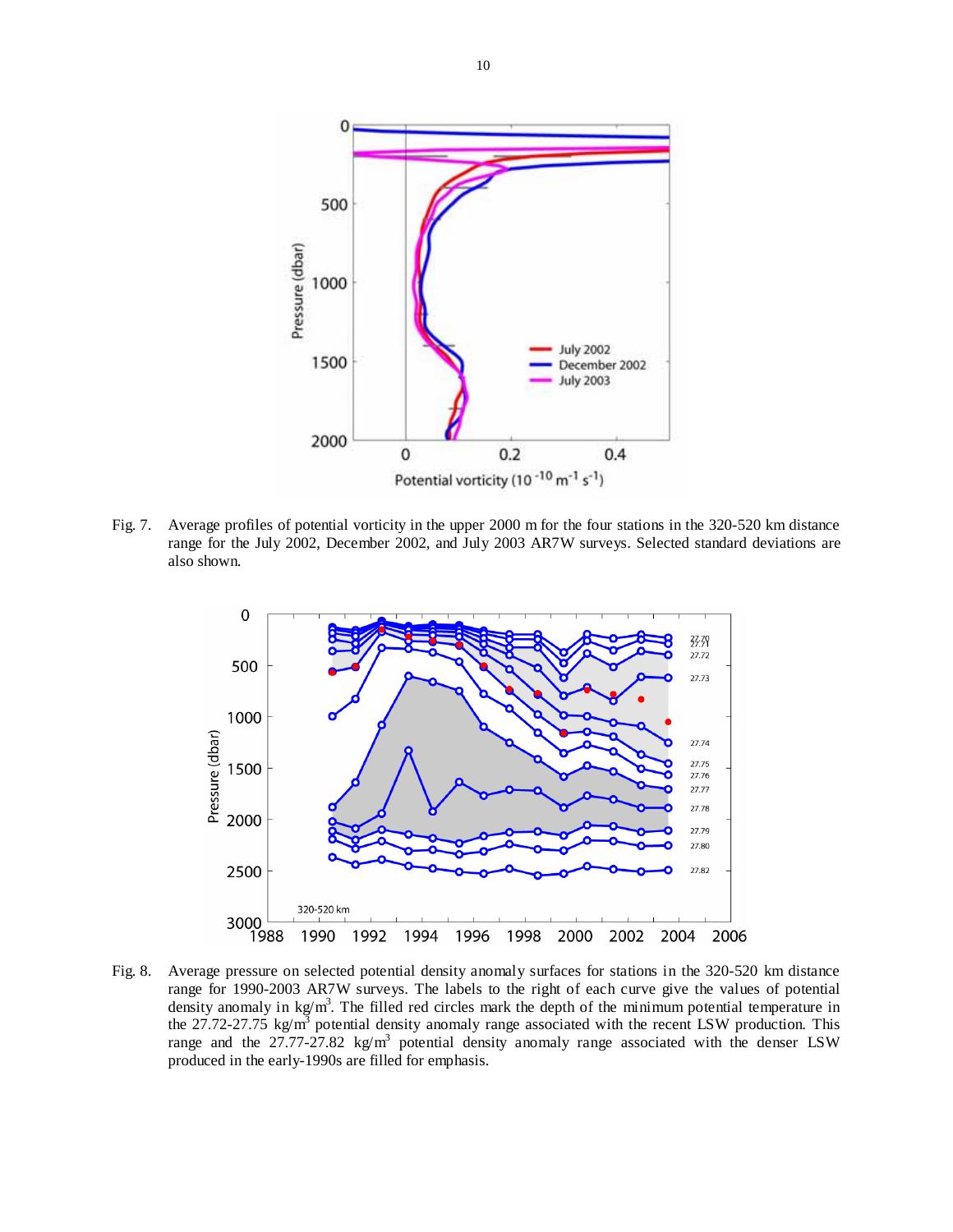0
500
1000
1500
2000
Pressure (dbar)
0
0.2
0.4
Potential vorticity ($10^{-10}$ m$^{-1}$ s$^{-1}$)
July 2002
December 2002
July 2003

Fig. 7. Average profiles of potential vorticity in the upper 2000 m for the four stations in the 320-520 km distance range for the July 2002, December 2002, and July 2003 AR7W surveys. Selected standard deviations are also shown.

0
500
1000
1500
2000
2500
3000
Pressure (dbar)
1988 1990 1992 1994 1996 1998 2000 2002 2004 2006
320-520 km
27.70
27.71
27.72
27.73
27.74
27.75
27.76
27.77
27.78
27.79
27.80
27.82

Fig. 8. Average pressure on selected potential density anomaly surfaces for stations in the 320-520 km distance range for 1990-2003 AR7W surveys. The labels to the right of each curve give the values of potential density anomaly in kg/m$^3$. The filled red circles mark the depth of the minimum potential temperature in the 27.72-27.75 kg/m$^3$ potential density anomaly range associated with the recent LSW production. This range and the 27.77-27.82 kg/m$^3$ potential density anomaly range associated with the denser LSW produced in the early-1990s are filled for emphasis.